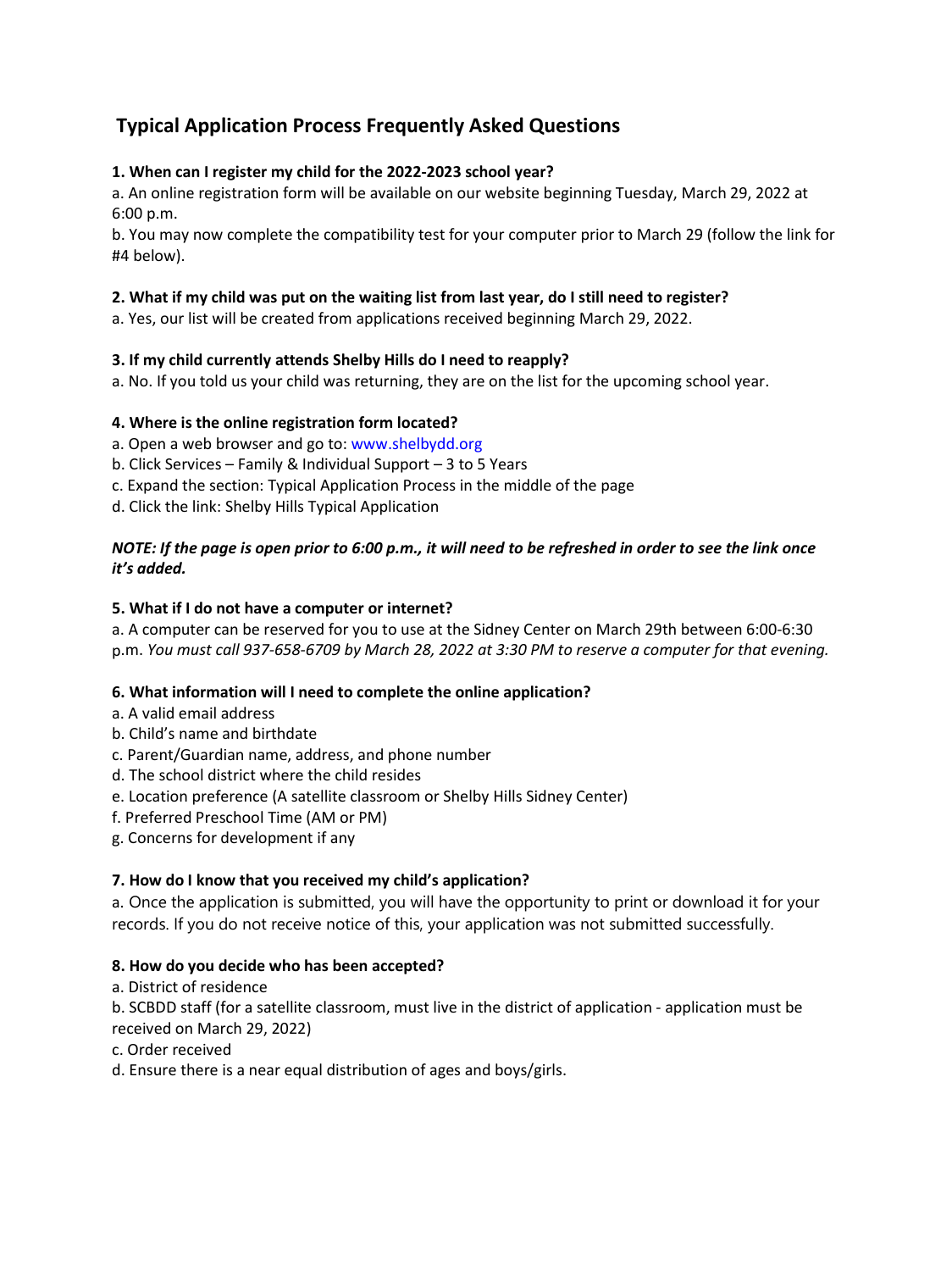# Typical Application Process Frequently Asked Questions

**1. When can I register my child for the 2022-2023 school year?**

a. An online registration form will be available on our website beginning Tuesday, March 29, 2022 at 6:00 p.m.

b. You may now complete the compatibility test for your computer prior to March 29 (follow the link for #4 below).

**2. What if my child was put on the waiting list from last year, do I still need to register?**

a. Yes, our list will be created from applications received beginning March 29, 2022.

**3. If my child currently attends Shelby Hills do I need to reapply?**

a. No. If you told us your child was returning, they are on the list for the upcoming school year.

**4. Where is the online registration form located?**

a. Open a web browser and go to: www.shelbydd.org

b. Click Services – Family & Individual Support – 3 to 5 Years

c. Expand the section: Typical Application Process in the middle of the page

d. Click the link: Shelby Hills Typical Application

***NOTE: If the page is open prior to 6:00 p.m., it will need to be refreshed in order to see the link once it's added.***

**5. What if I do not have a computer or internet?**

a. A computer can be reserved for you to use at the Sidney Center on March 29th between 6:00-6:30 p.m. *You must call 937-658-6709 by March 28, 2022 at 3:30 PM to reserve a computer for that evening.*

**6. What information will I need to complete the online application?**

a. A valid email address

b. Child's name and birthdate

c. Parent/Guardian name, address, and phone number

d. The school district where the child resides

e. Location preference (A satellite classroom or Shelby Hills Sidney Center)

f. Preferred Preschool Time (AM or PM)

g. Concerns for development if any

**7. How do I know that you received my child's application?**

a. Once the application is submitted, you will have the opportunity to print or download it for your records. If you do not receive notice of this, your application was not submitted successfully.

**8. How do you decide who has been accepted?**

a. District of residence

b. SCBDD staff (for a satellite classroom, must live in the district of application - application must be received on March 29, 2022)

c. Order received

d. Ensure there is a near equal distribution of ages and boys/girls.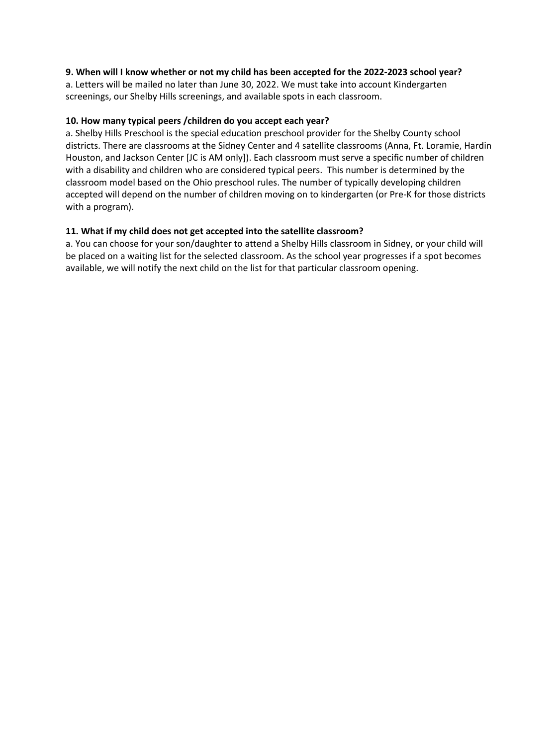**9. When will I know whether or not my child has been accepted for the 2022-2023 school year?**

a. Letters will be mailed no later than June 30, 2022. We must take into account Kindergarten screenings, our Shelby Hills screenings, and available spots in each classroom.

**10. How many typical peers /children do you accept each year?**

a. Shelby Hills Preschool is the special education preschool provider for the Shelby County school districts. There are classrooms at the Sidney Center and 4 satellite classrooms (Anna, Ft. Loramie, Hardin Houston, and Jackson Center [JC is AM only]). Each classroom must serve a specific number of children with a disability and children who are considered typical peers. This number is determined by the classroom model based on the Ohio preschool rules. The number of typically developing children accepted will depend on the number of children moving on to kindergarten (or Pre-K for those districts with a program).

**11. What if my child does not get accepted into the satellite classroom?**

a. You can choose for your son/daughter to attend a Shelby Hills classroom in Sidney, or your child will be placed on a waiting list for the selected classroom. As the school year progresses if a spot becomes available, we will notify the next child on the list for that particular classroom opening.